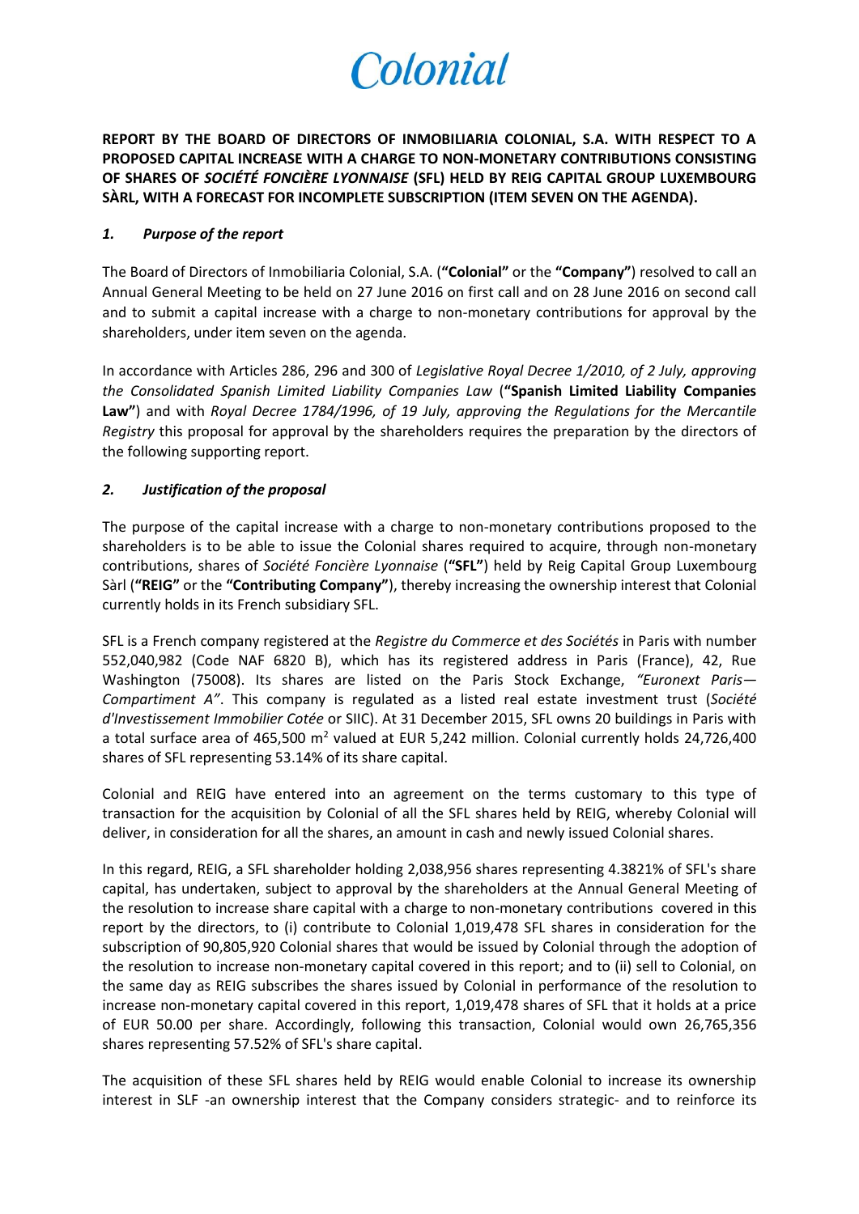Colonial

**REPORT BY THE BOARD OF DIRECTORS OF INMOBILIARIA COLONIAL, S.A. WITH RESPECT TO A PROPOSED CAPITAL INCREASE WITH A CHARGE TO NON-MONETARY CONTRIBUTIONS CONSISTING OF SHARES OF *SOCIÉTÉ FONCIÈRE LYONNAISE* (SFL) HELD BY REIG CAPITAL GROUP LUXEMBOURG SÀRL, WITH A FORECAST FOR INCOMPLETE SUBSCRIPTION (ITEM SEVEN ON THE AGENDA).**

### *1. Purpose of the report*

The Board of Directors of Inmobiliaria Colonial, S.A. (**"Colonial"** or the **"Company"**) resolved to call an Annual General Meeting to be held on 27 June 2016 on first call and on 28 June 2016 on second call and to submit a capital increase with a charge to non-monetary contributions for approval by the shareholders, under item seven on the agenda.

In accordance with Articles 286, 296 and 300 of *Legislative Royal Decree 1/2010, of 2 July, approving the Consolidated Spanish Limited Liability Companies Law* (**"Spanish Limited Liability Companies Law"**) and with *Royal Decree 1784/1996, of 19 July, approving the Regulations for the Mercantile Registry* this proposal for approval by the shareholders requires the preparation by the directors of the following supporting report.

### *2. Justification of the proposal*

The purpose of the capital increase with a charge to non-monetary contributions proposed to the shareholders is to be able to issue the Colonial shares required to acquire, through non-monetary contributions, shares of *Société Foncière Lyonnaise* (**"SFL"**) held by Reig Capital Group Luxembourg Sàrl (**"REIG"** or the **"Contributing Company"**), thereby increasing the ownership interest that Colonial currently holds in its French subsidiary SFL.

SFL is a French company registered at the *Registre du Commerce et des Sociétés* in Paris with number 552,040,982 (Code NAF 6820 B), which has its registered address in Paris (France), 42, Rue Washington (75008). Its shares are listed on the Paris Stock Exchange, *"Euronext Paris—Compartiment A"*. This company is regulated as a listed real estate investment trust (*Société d'Investissement Immobilier Cotée* or SIIC). At 31 December 2015, SFL owns 20 buildings in Paris with a total surface area of 465,500 m$^2$ valued at EUR 5,242 million. Colonial currently holds 24,726,400 shares of SFL representing 53.14% of its share capital.

Colonial and REIG have entered into an agreement on the terms customary to this type of transaction for the acquisition by Colonial of all the SFL shares held by REIG, whereby Colonial will deliver, in consideration for all the shares, an amount in cash and newly issued Colonial shares.

In this regard, REIG, a SFL shareholder holding 2,038,956 shares representing 4.3821% of SFL's share capital, has undertaken, subject to approval by the shareholders at the Annual General Meeting of the resolution to increase share capital with a charge to non-monetary contributions covered in this report by the directors, to (i) contribute to Colonial 1,019,478 SFL shares in consideration for the subscription of 90,805,920 Colonial shares that would be issued by Colonial through the adoption of the resolution to increase non-monetary capital covered in this report; and to (ii) sell to Colonial, on the same day as REIG subscribes the shares issued by Colonial in performance of the resolution to increase non-monetary capital covered in this report, 1,019,478 shares of SFL that it holds at a price of EUR 50.00 per share. Accordingly, following this transaction, Colonial would own 26,765,356 shares representing 57.52% of SFL's share capital.

The acquisition of these SFL shares held by REIG would enable Colonial to increase its ownership interest in SLF -an ownership interest that the Company considers strategic- and to reinforce its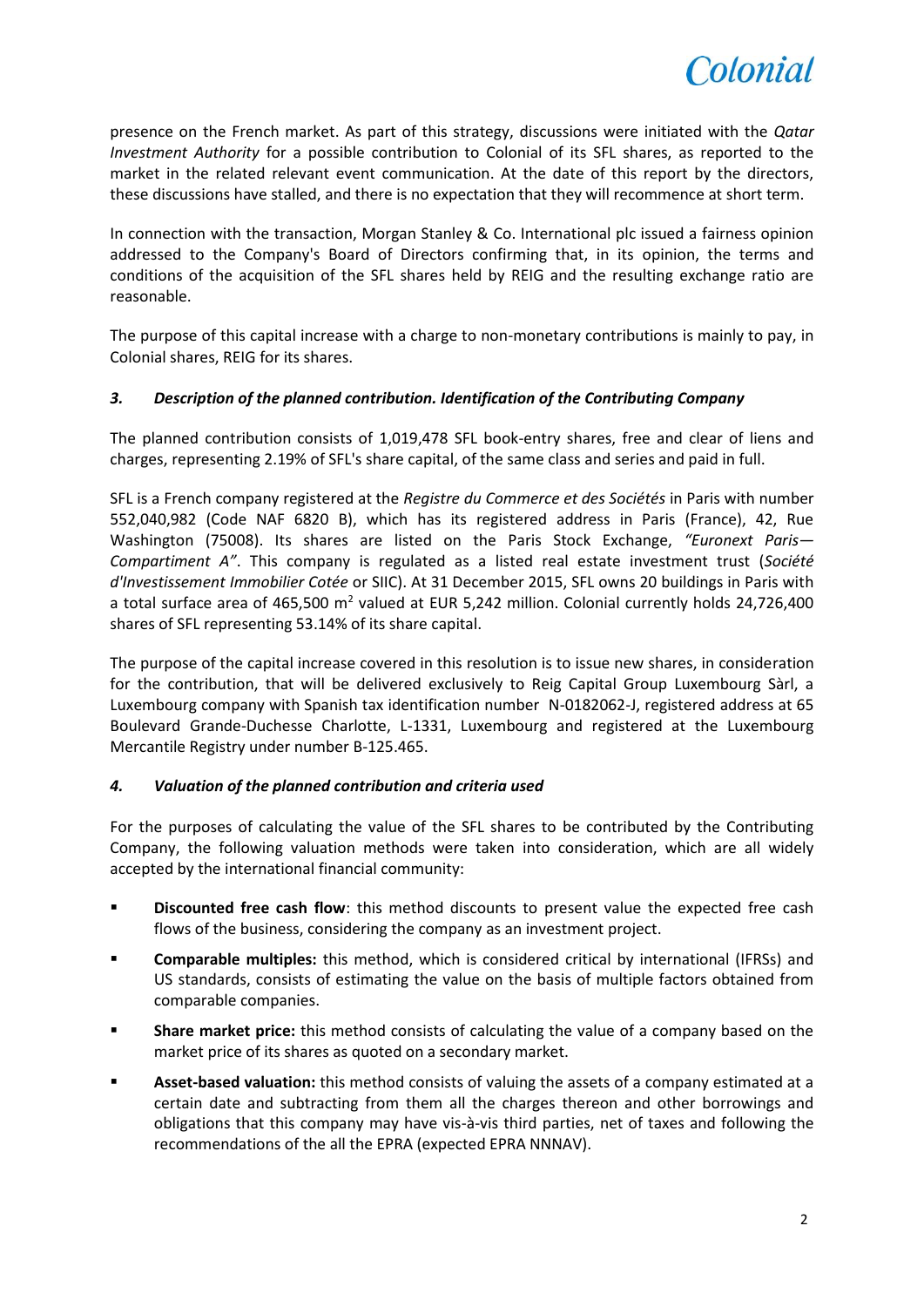presence on the French market. As part of this strategy, discussions were initiated with the *Qatar Investment Authority* for a possible contribution to Colonial of its SFL shares, as reported to the market in the related relevant event communication. At the date of this report by the directors, these discussions have stalled, and there is no expectation that they will recommence at short term.

In connection with the transaction, Morgan Stanley & Co. International plc issued a fairness opinion addressed to the Company's Board of Directors confirming that, in its opinion, the terms and conditions of the acquisition of the SFL shares held by REIG and the resulting exchange ratio are reasonable.

The purpose of this capital increase with a charge to non-monetary contributions is mainly to pay, in Colonial shares, REIG for its shares.

### *3. Description of the planned contribution. Identification of the Contributing Company*

The planned contribution consists of 1,019,478 SFL book-entry shares, free and clear of liens and charges, representing 2.19% of SFL's share capital, of the same class and series and paid in full.

SFL is a French company registered at the *Registre du Commerce et des Sociétés* in Paris with number 552,040,982 (Code NAF 6820 B), which has its registered address in Paris (France), 42, Rue Washington (75008). Its shares are listed on the Paris Stock Exchange, *"Euronext Paris—Compartiment A"*. This company is regulated as a listed real estate investment trust (*Société d'Investissement Immobilier Cotée* or SIIC). At 31 December 2015, SFL owns 20 buildings in Paris with a total surface area of 465,500 m$^2$ valued at EUR 5,242 million. Colonial currently holds 24,726,400 shares of SFL representing 53.14% of its share capital.

The purpose of the capital increase covered in this resolution is to issue new shares, in consideration for the contribution, that will be delivered exclusively to Reig Capital Group Luxembourg Sàrl, a Luxembourg company with Spanish tax identification number N-0182062-J, registered address at 65 Boulevard Grande-Duchesse Charlotte, L-1331, Luxembourg and registered at the Luxembourg Mercantile Registry under number B-125.465.

### *4. Valuation of the planned contribution and criteria used*

For the purposes of calculating the value of the SFL shares to be contributed by the Contributing Company, the following valuation methods were taken into consideration, which are all widely accepted by the international financial community:

- **Discounted free cash flow**: this method discounts to present value the expected free cash flows of the business, considering the company as an investment project.
- **Comparable multiples:** this method, which is considered critical by international (IFRSs) and US standards, consists of estimating the value on the basis of multiple factors obtained from comparable companies.
- **Share market price:** this method consists of calculating the value of a company based on the market price of its shares as quoted on a secondary market.
- **Asset-based valuation:** this method consists of valuing the assets of a company estimated at a certain date and subtracting from them all the charges thereon and other borrowings and obligations that this company may have vis-à-vis third parties, net of taxes and following the recommendations of the all the EPRA (expected EPRA NNNAV).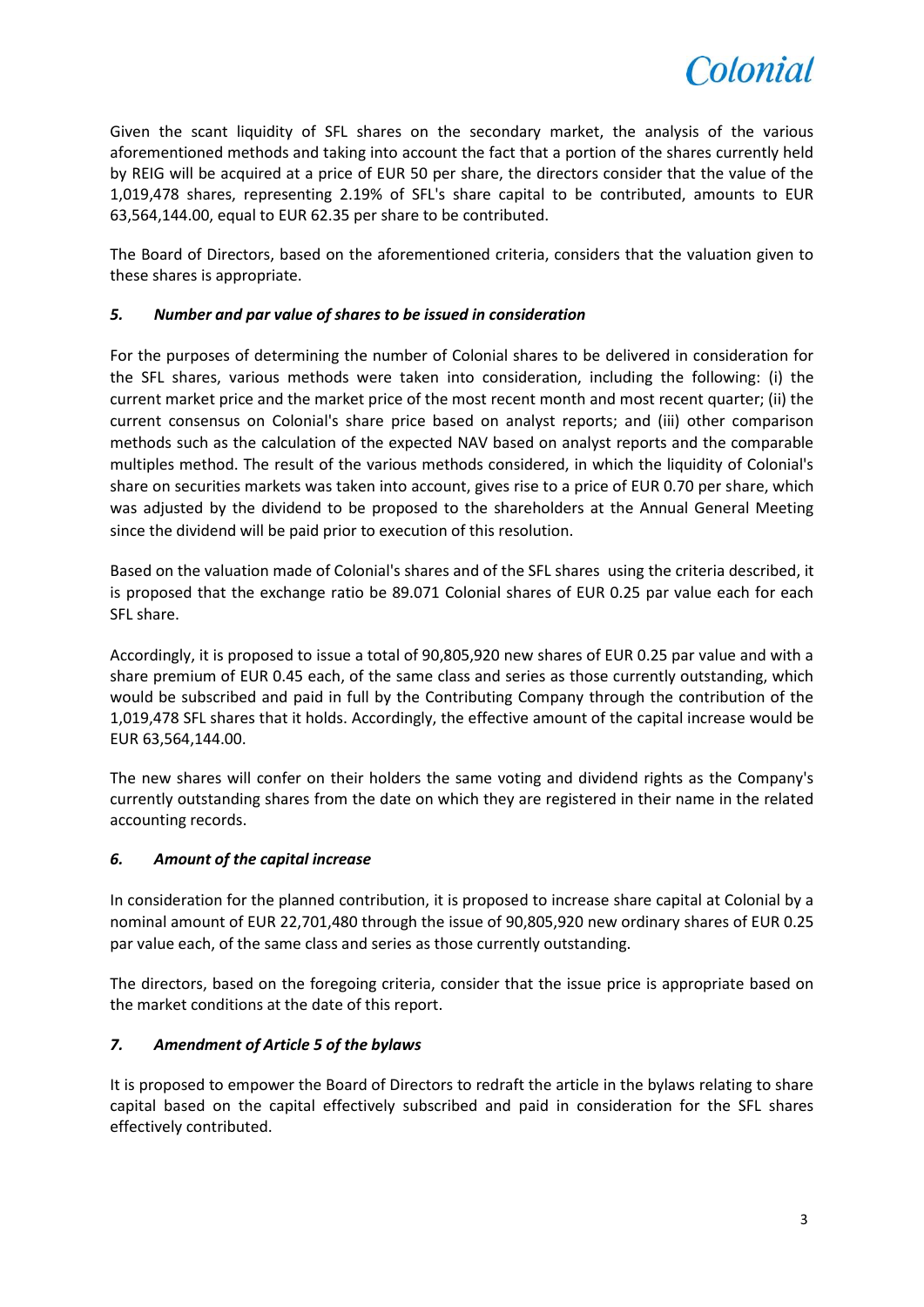Given the scant liquidity of SFL shares on the secondary market, the analysis of the various aforementioned methods and taking into account the fact that a portion of the shares currently held by REIG will be acquired at a price of EUR 50 per share, the directors consider that the value of the 1,019,478 shares, representing 2.19% of SFL's share capital to be contributed, amounts to EUR 63,564,144.00, equal to EUR 62.35 per share to be contributed.

The Board of Directors, based on the aforementioned criteria, considers that the valuation given to these shares is appropriate.

### *5. Number and par value of shares to be issued in consideration*

For the purposes of determining the number of Colonial shares to be delivered in consideration for the SFL shares, various methods were taken into consideration, including the following: (i) the current market price and the market price of the most recent month and most recent quarter; (ii) the current consensus on Colonial's share price based on analyst reports; and (iii) other comparison methods such as the calculation of the expected NAV based on analyst reports and the comparable multiples method. The result of the various methods considered, in which the liquidity of Colonial's share on securities markets was taken into account, gives rise to a price of EUR 0.70 per share, which was adjusted by the dividend to be proposed to the shareholders at the Annual General Meeting since the dividend will be paid prior to execution of this resolution.

Based on the valuation made of Colonial's shares and of the SFL shares using the criteria described, it is proposed that the exchange ratio be 89.071 Colonial shares of EUR 0.25 par value each for each SFL share.

Accordingly, it is proposed to issue a total of 90,805,920 new shares of EUR 0.25 par value and with a share premium of EUR 0.45 each, of the same class and series as those currently outstanding, which would be subscribed and paid in full by the Contributing Company through the contribution of the 1,019,478 SFL shares that it holds. Accordingly, the effective amount of the capital increase would be EUR 63,564,144.00.

The new shares will confer on their holders the same voting and dividend rights as the Company's currently outstanding shares from the date on which they are registered in their name in the related accounting records.

### *6. Amount of the capital increase*

In consideration for the planned contribution, it is proposed to increase share capital at Colonial by a nominal amount of EUR 22,701,480 through the issue of 90,805,920 new ordinary shares of EUR 0.25 par value each, of the same class and series as those currently outstanding.

The directors, based on the foregoing criteria, consider that the issue price is appropriate based on the market conditions at the date of this report.

### *7. Amendment of Article 5 of the bylaws*

It is proposed to empower the Board of Directors to redraft the article in the bylaws relating to share capital based on the capital effectively subscribed and paid in consideration for the SFL shares effectively contributed.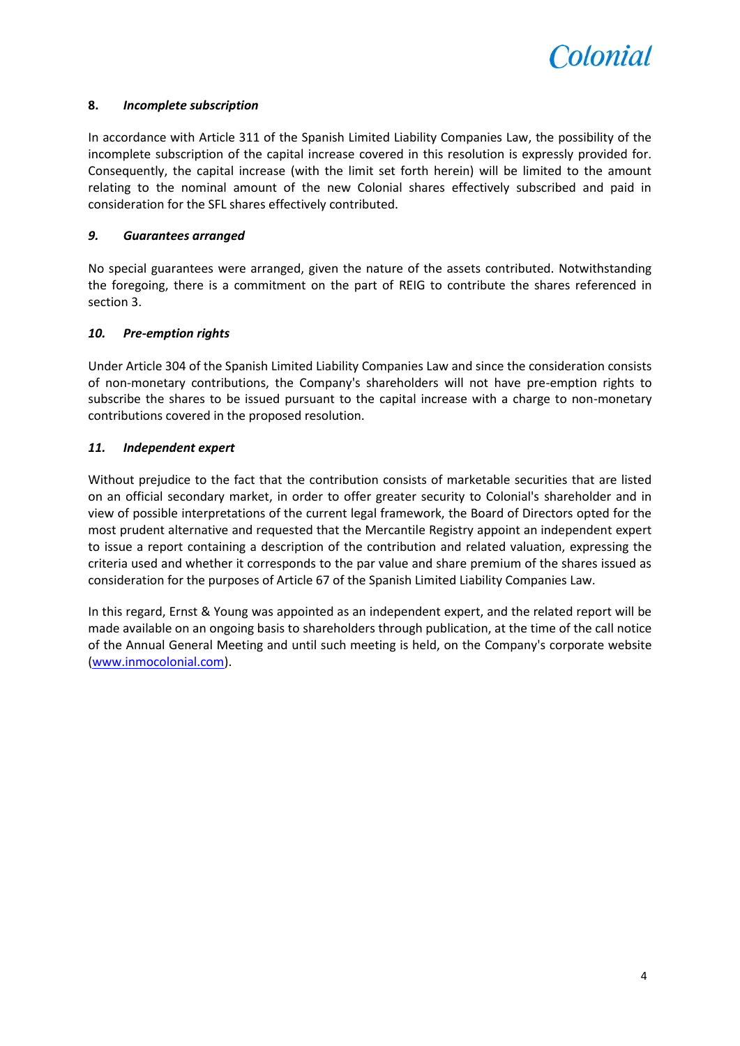**8. *Incomplete subscription***

In accordance with Article 311 of the Spanish Limited Liability Companies Law, the possibility of the incomplete subscription of the capital increase covered in this resolution is expressly provided for. Consequently, the capital increase (with the limit set forth herein) will be limited to the amount relating to the nominal amount of the new Colonial shares effectively subscribed and paid in consideration for the SFL shares effectively contributed.

***9. Guarantees arranged***

No special guarantees were arranged, given the nature of the assets contributed. Notwithstanding the foregoing, there is a commitment on the part of REIG to contribute the shares referenced in section 3.

***10. Pre-emption rights***

Under Article 304 of the Spanish Limited Liability Companies Law and since the consideration consists of non-monetary contributions, the Company's shareholders will not have pre-emption rights to subscribe the shares to be issued pursuant to the capital increase with a charge to non-monetary contributions covered in the proposed resolution.

***11. Independent expert***

Without prejudice to the fact that the contribution consists of marketable securities that are listed on an official secondary market, in order to offer greater security to Colonial's shareholder and in view of possible interpretations of the current legal framework, the Board of Directors opted for the most prudent alternative and requested that the Mercantile Registry appoint an independent expert to issue a report containing a description of the contribution and related valuation, expressing the criteria used and whether it corresponds to the par value and share premium of the shares issued as consideration for the purposes of Article 67 of the Spanish Limited Liability Companies Law.

In this regard, Ernst & Young was appointed as an independent expert, and the related report will be made available on an ongoing basis to shareholders through publication, at the time of the call notice of the Annual General Meeting and until such meeting is held, on the Company's corporate website (www.inmocolonial.com).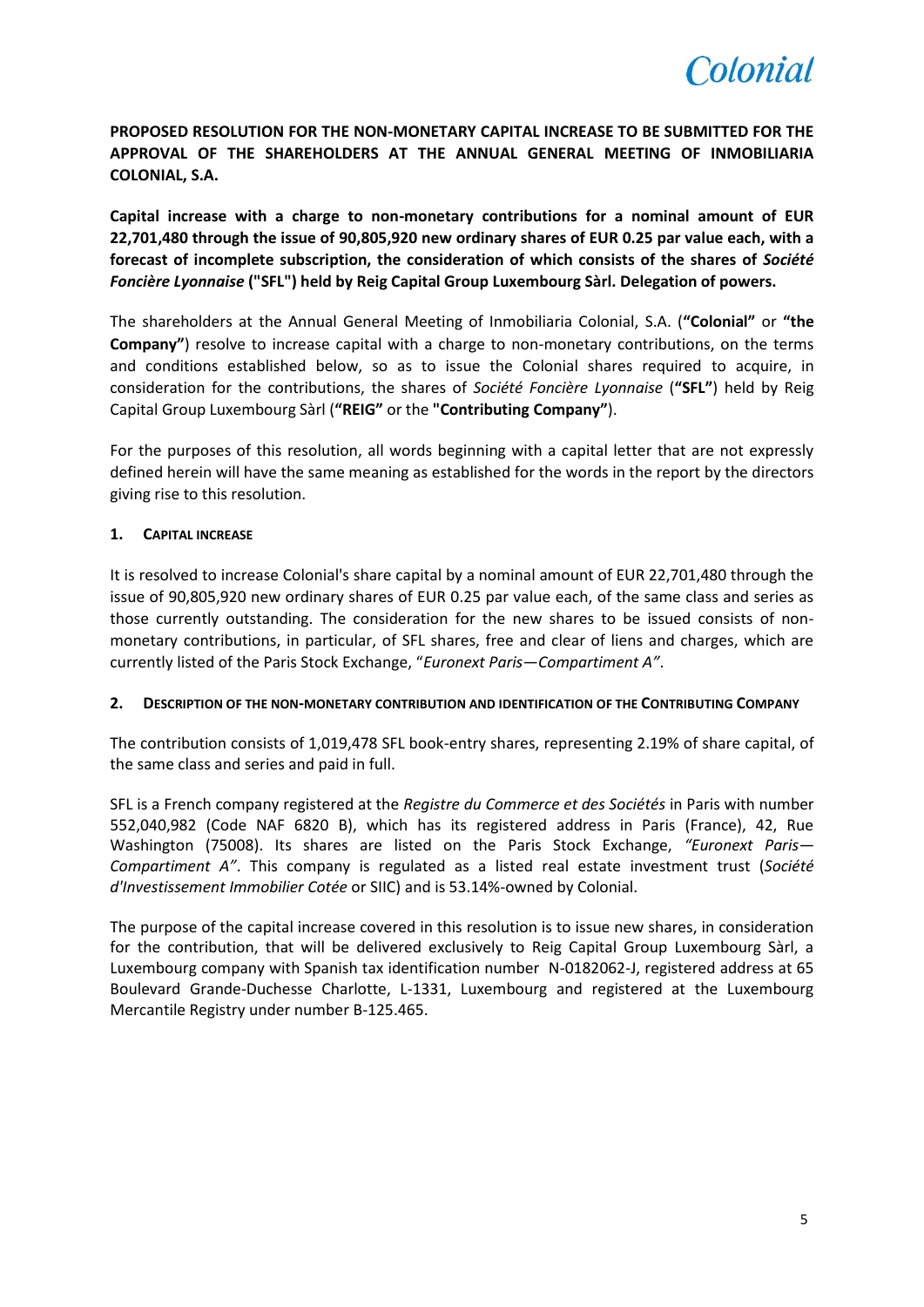**PROPOSED RESOLUTION FOR THE NON-MONETARY CAPITAL INCREASE TO BE SUBMITTED FOR THE APPROVAL OF THE SHAREHOLDERS AT THE ANNUAL GENERAL MEETING OF INMOBILIARIA COLONIAL, S.A.**

**Capital increase with a charge to non-monetary contributions for a nominal amount of EUR 22,701,480 through the issue of 90,805,920 new ordinary shares of EUR 0.25 par value each, with a forecast of incomplete subscription, the consideration of which consists of the shares of *Société Foncière Lyonnaise* ("SFL") held by Reig Capital Group Luxembourg Sàrl. Delegation of powers.**

The shareholders at the Annual General Meeting of Inmobiliaria Colonial, S.A. (**"Colonial"** or **"the Company"**) resolve to increase capital with a charge to non-monetary contributions, on the terms and conditions established below, so as to issue the Colonial shares required to acquire, in consideration for the contributions, the shares of *Société Foncière Lyonnaise* (**"SFL"**) held by Reig Capital Group Luxembourg Sàrl (**"REIG"** or the **"Contributing Company"**).

For the purposes of this resolution, all words beginning with a capital letter that are not expressly defined herein will have the same meaning as established for the words in the report by the directors giving rise to this resolution.

## 1. CAPITAL INCREASE

It is resolved to increase Colonial's share capital by a nominal amount of EUR 22,701,480 through the issue of 90,805,920 new ordinary shares of EUR 0.25 par value each, of the same class and series as those currently outstanding. The consideration for the new shares to be issued consists of non-monetary contributions, in particular, of SFL shares, free and clear of liens and charges, which are currently listed of the Paris Stock Exchange, "*Euronext Paris—Compartiment A"*.

## 2. DESCRIPTION OF THE NON-MONETARY CONTRIBUTION AND IDENTIFICATION OF THE CONTRIBUTING COMPANY

The contribution consists of 1,019,478 SFL book-entry shares, representing 2.19% of share capital, of the same class and series and paid in full.

SFL is a French company registered at the *Registre du Commerce et des Sociétés* in Paris with number 552,040,982 (Code NAF 6820 B), which has its registered address in Paris (France), 42, Rue Washington (75008). Its shares are listed on the Paris Stock Exchange, *"Euronext Paris—Compartiment A"*. This company is regulated as a listed real estate investment trust (*Société d'Investissement Immobilier Cotée* or SIIC) and is 53.14%-owned by Colonial.

The purpose of the capital increase covered in this resolution is to issue new shares, in consideration for the contribution, that will be delivered exclusively to Reig Capital Group Luxembourg Sàrl, a Luxembourg company with Spanish tax identification number N-0182062-J, registered address at 65 Boulevard Grande-Duchesse Charlotte, L-1331, Luxembourg and registered at the Luxembourg Mercantile Registry under number B-125.465.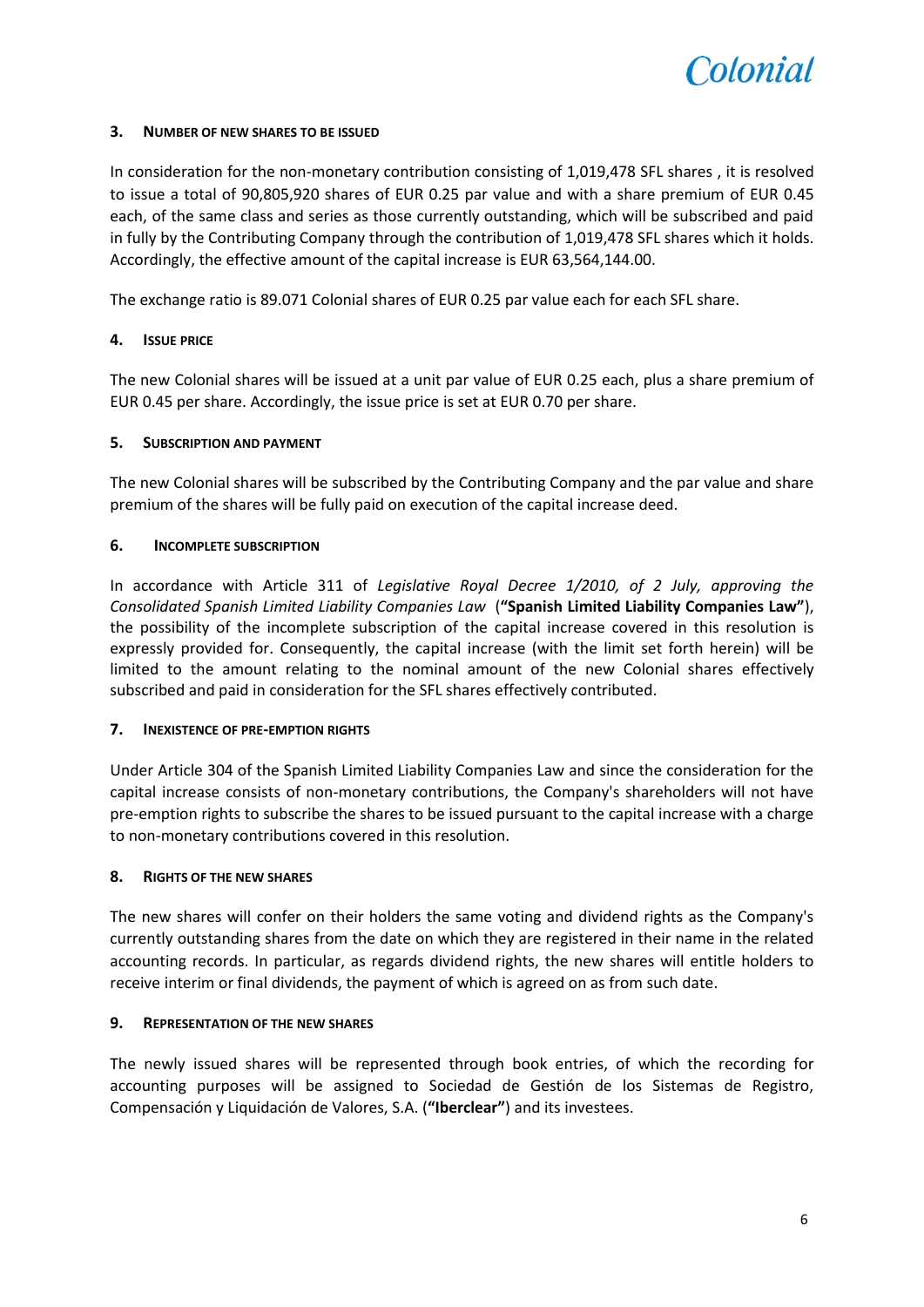### 3. NUMBER OF NEW SHARES TO BE ISSUED

In consideration for the non-monetary contribution consisting of 1,019,478 SFL shares , it is resolved to issue a total of 90,805,920 shares of EUR 0.25 par value and with a share premium of EUR 0.45 each, of the same class and series as those currently outstanding, which will be subscribed and paid in fully by the Contributing Company through the contribution of 1,019,478 SFL shares which it holds. Accordingly, the effective amount of the capital increase is EUR 63,564,144.00.

The exchange ratio is 89.071 Colonial shares of EUR 0.25 par value each for each SFL share.

### 4. ISSUE PRICE

The new Colonial shares will be issued at a unit par value of EUR 0.25 each, plus a share premium of EUR 0.45 per share. Accordingly, the issue price is set at EUR 0.70 per share.

### 5. SUBSCRIPTION AND PAYMENT

The new Colonial shares will be subscribed by the Contributing Company and the par value and share premium of the shares will be fully paid on execution of the capital increase deed.

### 6. INCOMPLETE SUBSCRIPTION

In accordance with Article 311 of *Legislative Royal Decree 1/2010, of 2 July, approving the Consolidated Spanish Limited Liability Companies Law* (**"Spanish Limited Liability Companies Law"**), the possibility of the incomplete subscription of the capital increase covered in this resolution is expressly provided for. Consequently, the capital increase (with the limit set forth herein) will be limited to the amount relating to the nominal amount of the new Colonial shares effectively subscribed and paid in consideration for the SFL shares effectively contributed.

### 7. INEXISTENCE OF PRE-EMPTION RIGHTS

Under Article 304 of the Spanish Limited Liability Companies Law and since the consideration for the capital increase consists of non-monetary contributions, the Company's shareholders will not have pre-emption rights to subscribe the shares to be issued pursuant to the capital increase with a charge to non-monetary contributions covered in this resolution.

### 8. RIGHTS OF THE NEW SHARES

The new shares will confer on their holders the same voting and dividend rights as the Company's currently outstanding shares from the date on which they are registered in their name in the related accounting records. In particular, as regards dividend rights, the new shares will entitle holders to receive interim or final dividends, the payment of which is agreed on as from such date.

### 9. REPRESENTATION OF THE NEW SHARES

The newly issued shares will be represented through book entries, of which the recording for accounting purposes will be assigned to Sociedad de Gestión de los Sistemas de Registro, Compensación y Liquidación de Valores, S.A. (**"Iberclear"**) and its investees.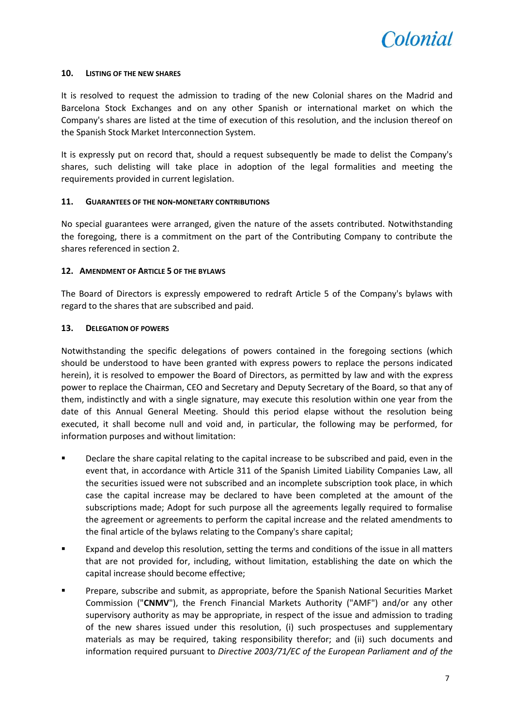### 10. LISTING OF THE NEW SHARES

It is resolved to request the admission to trading of the new Colonial shares on the Madrid and Barcelona Stock Exchanges and on any other Spanish or international market on which the Company's shares are listed at the time of execution of this resolution, and the inclusion thereof on the Spanish Stock Market Interconnection System.

It is expressly put on record that, should a request subsequently be made to delist the Company's shares, such delisting will take place in adoption of the legal formalities and meeting the requirements provided in current legislation.

### 11. GUARANTEES OF THE NON-MONETARY CONTRIBUTIONS

No special guarantees were arranged, given the nature of the assets contributed. Notwithstanding the foregoing, there is a commitment on the part of the Contributing Company to contribute the shares referenced in section 2.

### 12. AMENDMENT OF ARTICLE 5 OF THE BYLAWS

The Board of Directors is expressly empowered to redraft Article 5 of the Company's bylaws with regard to the shares that are subscribed and paid.

### 13. DELEGATION OF POWERS

Notwithstanding the specific delegations of powers contained in the foregoing sections (which should be understood to have been granted with express powers to replace the persons indicated herein), it is resolved to empower the Board of Directors, as permitted by law and with the express power to replace the Chairman, CEO and Secretary and Deputy Secretary of the Board, so that any of them, indistinctly and with a single signature, may execute this resolution within one year from the date of this Annual General Meeting. Should this period elapse without the resolution being executed, it shall become null and void and, in particular, the following may be performed, for information purposes and without limitation:

- Declare the share capital relating to the capital increase to be subscribed and paid, even in the event that, in accordance with Article 311 of the Spanish Limited Liability Companies Law, all the securities issued were not subscribed and an incomplete subscription took place, in which case the capital increase may be declared to have been completed at the amount of the subscriptions made; Adopt for such purpose all the agreements legally required to formalise the agreement or agreements to perform the capital increase and the related amendments to the final article of the bylaws relating to the Company's share capital;
- Expand and develop this resolution, setting the terms and conditions of the issue in all matters that are not provided for, including, without limitation, establishing the date on which the capital increase should become effective;
- Prepare, subscribe and submit, as appropriate, before the Spanish National Securities Market Commission ("**CNMV**"), the French Financial Markets Authority ("AMF") and/or any other supervisory authority as may be appropriate, in respect of the issue and admission to trading of the new shares issued under this resolution, (i) such prospectuses and supplementary materials as may be required, taking responsibility therefor; and (ii) such documents and information required pursuant to *Directive 2003/71/EC of the European Parliament and of the*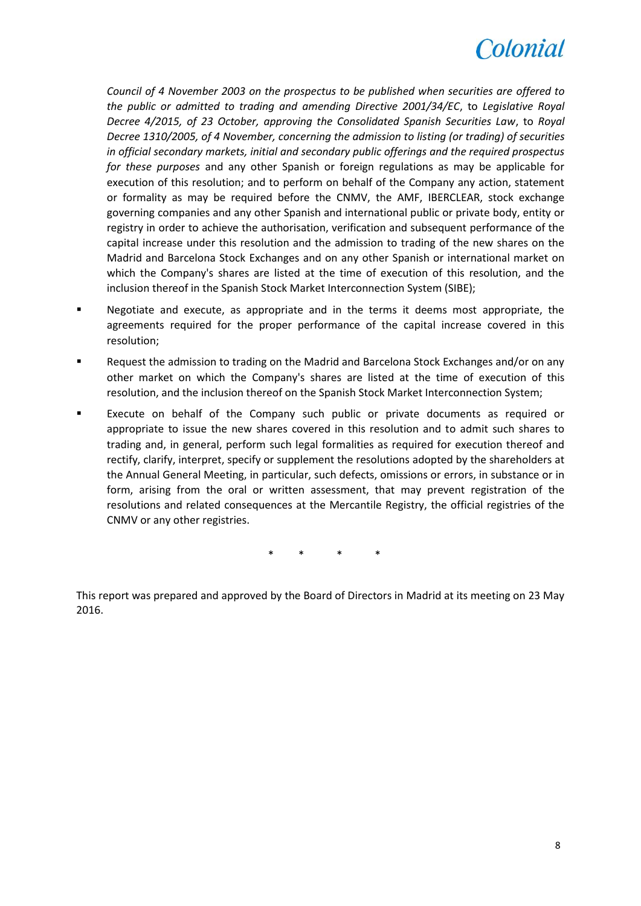*Council of 4 November 2003 on the prospectus to be published when securities are offered to the public or admitted to trading and amending Directive 2001/34/EC*, to *Legislative Royal Decree 4/2015, of 23 October, approving the Consolidated Spanish Securities Law*, to *Royal Decree 1310/2005, of 4 November, concerning the admission to listing (or trading) of securities in official secondary markets, initial and secondary public offerings and the required prospectus for these purposes* and any other Spanish or foreign regulations as may be applicable for execution of this resolution; and to perform on behalf of the Company any action, statement or formality as may be required before the CNMV, the AMF, IBERCLEAR, stock exchange governing companies and any other Spanish and international public or private body, entity or registry in order to achieve the authorisation, verification and subsequent performance of the capital increase under this resolution and the admission to trading of the new shares on the Madrid and Barcelona Stock Exchanges and on any other Spanish or international market on which the Company's shares are listed at the time of execution of this resolution, and the inclusion thereof in the Spanish Stock Market Interconnection System (SIBE);

- Negotiate and execute, as appropriate and in the terms it deems most appropriate, the agreements required for the proper performance of the capital increase covered in this resolution;
- Request the admission to trading on the Madrid and Barcelona Stock Exchanges and/or on any other market on which the Company's shares are listed at the time of execution of this resolution, and the inclusion thereof on the Spanish Stock Market Interconnection System;
- Execute on behalf of the Company such public or private documents as required or appropriate to issue the new shares covered in this resolution and to admit such shares to trading and, in general, perform such legal formalities as required for execution thereof and rectify, clarify, interpret, specify or supplement the resolutions adopted by the shareholders at the Annual General Meeting, in particular, such defects, omissions or errors, in substance or in form, arising from the oral or written assessment, that may prevent registration of the resolutions and related consequences at the Mercantile Registry, the official registries of the CNMV or any other registries.

\* \* \* \*

This report was prepared and approved by the Board of Directors in Madrid at its meeting on 23 May 2016.